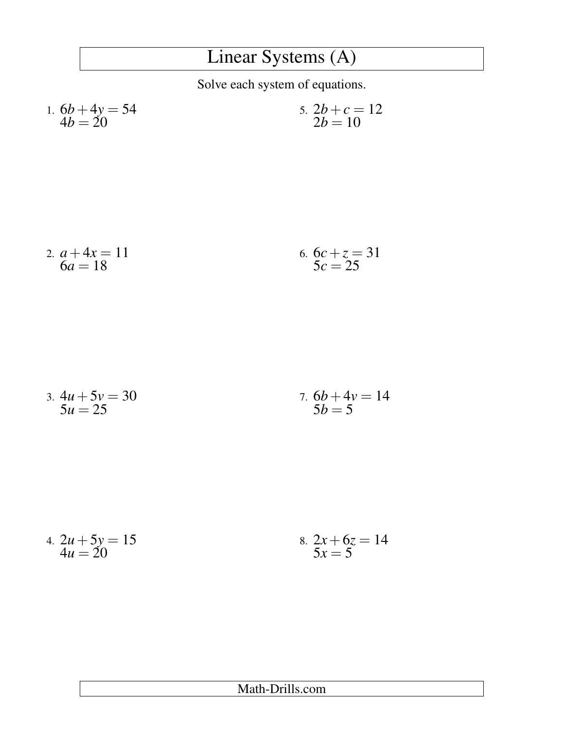# Linear Systems (A)

Solve each system of equations.

1. $6b + 4y = 54$
   $4b = 20$

2. $a + 4x = 11$
   $6a = 18$

3. $4u + 5v = 30$
   $5u = 25$

4. $2u + 5y = 15$
   $4u = 20$

5. $2b + c = 12$
   $2b = 10$

6. $6c + z = 31$
   $5c = 25$

7. $6b + 4v = 14$
   $5b = 5$

8. $2x + 6z = 14$
   $5x = 5$

Math-Drills.com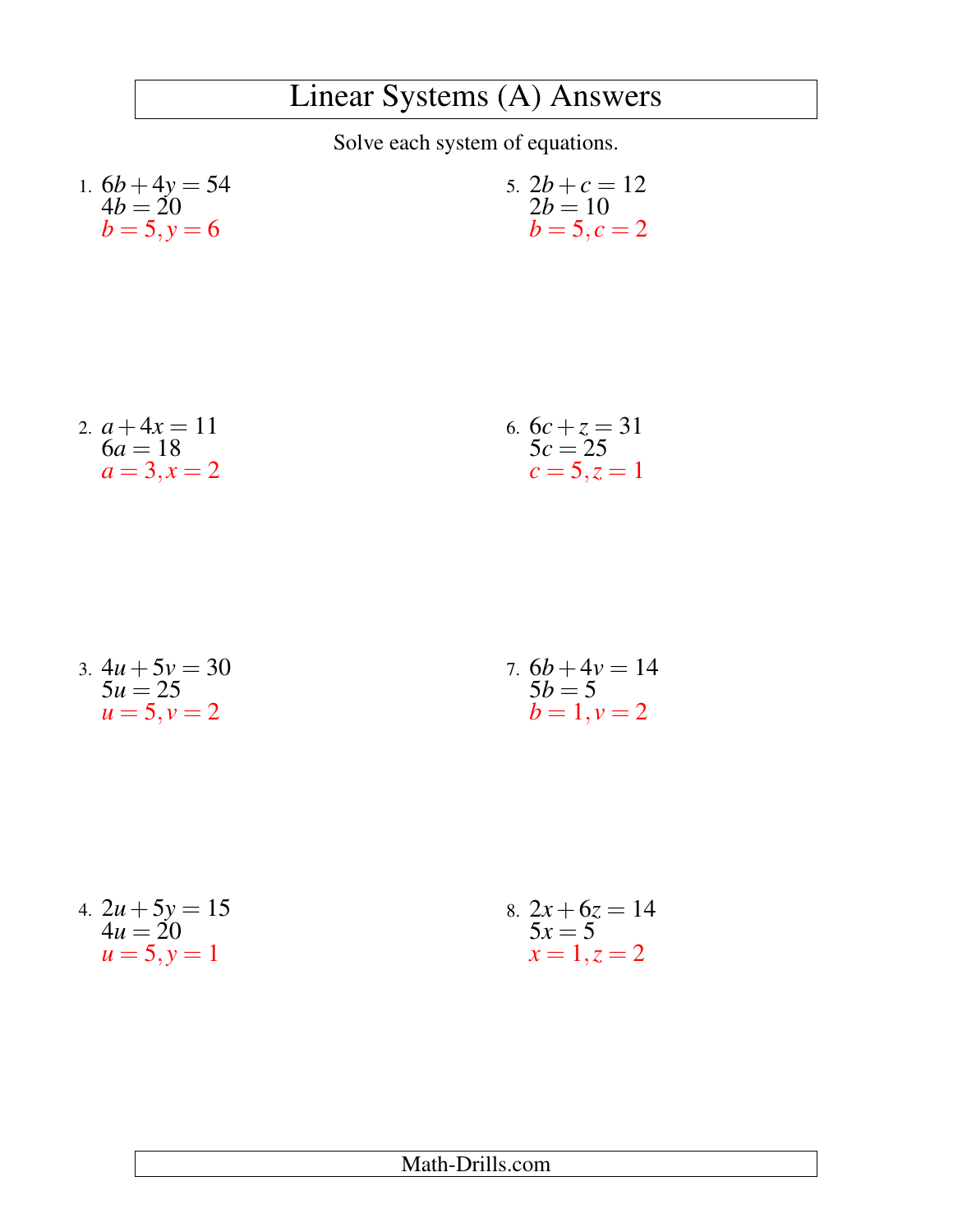# Linear Systems (A) Answers

Solve each system of equations.

1. $6b + 4y = 54$
   $4b = 20$
   $b = 5, y = 6$

2. $a + 4x = 11$
   $6a = 18$
   $a = 3, x = 2$

3. $4u + 5v = 30$
   $5u = 25$
   $u = 5, v = 2$

4. $2u + 5y = 15$
   $4u = 20$
   $u = 5, y = 1$

5. $2b + c = 12$
   $2b = 10$
   $b = 5, c = 2$

6. $6c + z = 31$
   $5c = 25$
   $c = 5, z = 1$

7. $6b + 4v = 14$
   $5b = 5$
   $b = 1, v = 2$

8. $2x + 6z = 14$
   $5x = 5$
   $x = 1, z = 2$

Math-Drills.com